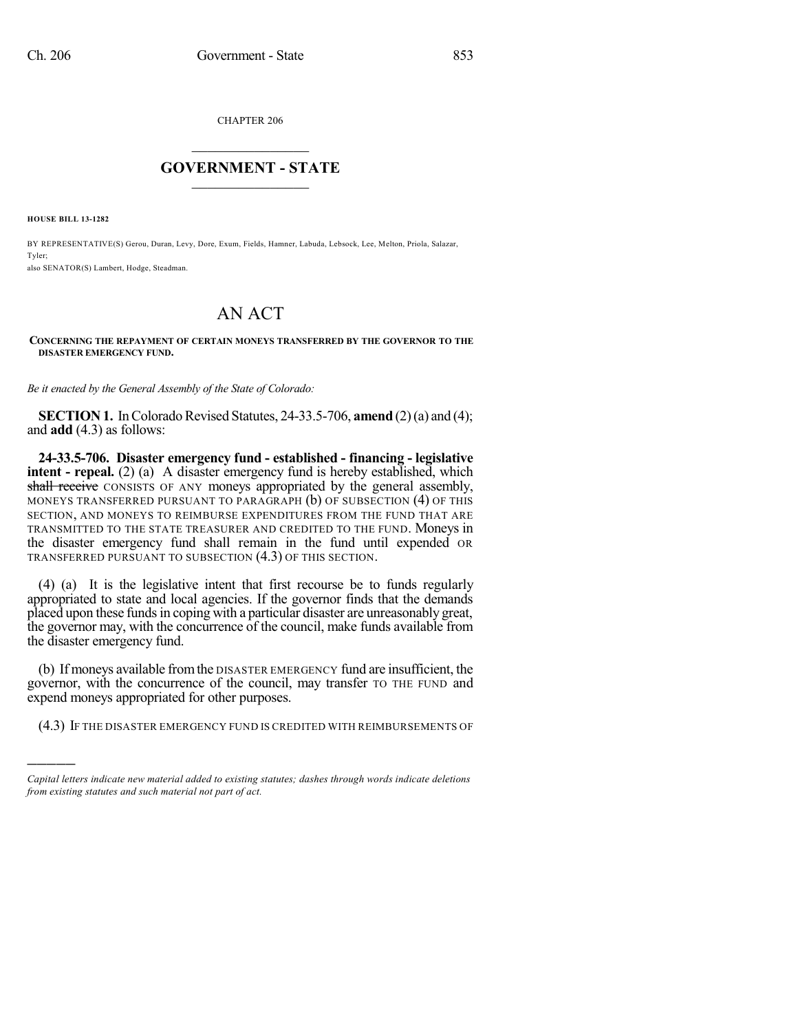CHAPTER 206

# GOVERNMENT - STATE

**HOUSE BILL 13-1282**

BY REPRESENTATIVE(S) Gerou, Duran, Levy, Dore, Exum, Fields, Hamner, Labuda, Lebsock, Lee, Melton, Priola, Salazar, Tyler;
also SENATOR(S) Lambert, Hodge, Steadman.

# AN ACT

**CONCERNING THE REPAYMENT OF CERTAIN MONEYS TRANSFERRED BY THE GOVERNOR TO THE DISASTER EMERGENCY FUND.**

*Be it enacted by the General Assembly of the State of Colorado:*

**SECTION 1.** In Colorado Revised Statutes, 24-33.5-706, **amend** (2) (a) and (4); and **add** (4.3) as follows:

**24-33.5-706. Disaster emergency fund - established - financing - legislative intent - repeal.** (2) (a) A disaster emergency fund is hereby established, which ~~shall receive~~ CONSISTS OF ANY moneys appropriated by the general assembly, MONEYS TRANSFERRED PURSUANT TO PARAGRAPH (b) OF SUBSECTION (4) OF THIS SECTION, AND MONEYS TO REIMBURSE EXPENDITURES FROM THE FUND THAT ARE TRANSMITTED TO THE STATE TREASURER AND CREDITED TO THE FUND. Moneys in the disaster emergency fund shall remain in the fund until expended OR TRANSFERRED PURSUANT TO SUBSECTION (4.3) OF THIS SECTION.

(4) (a) It is the legislative intent that first recourse be to funds regularly appropriated to state and local agencies. If the governor finds that the demands placed upon these funds in coping with a particular disaster are unreasonably great, the governor may, with the concurrence of the council, make funds available from the disaster emergency fund.

(b) If moneys available from the DISASTER EMERGENCY fund are insufficient, the governor, with the concurrence of the council, may transfer TO THE FUND and expend moneys appropriated for other purposes.

(4.3) IF THE DISASTER EMERGENCY FUND IS CREDITED WITH REIMBURSEMENTS OF

*Capital letters indicate new material added to existing statutes; dashes through words indicate deletions from existing statutes and such material not part of act.*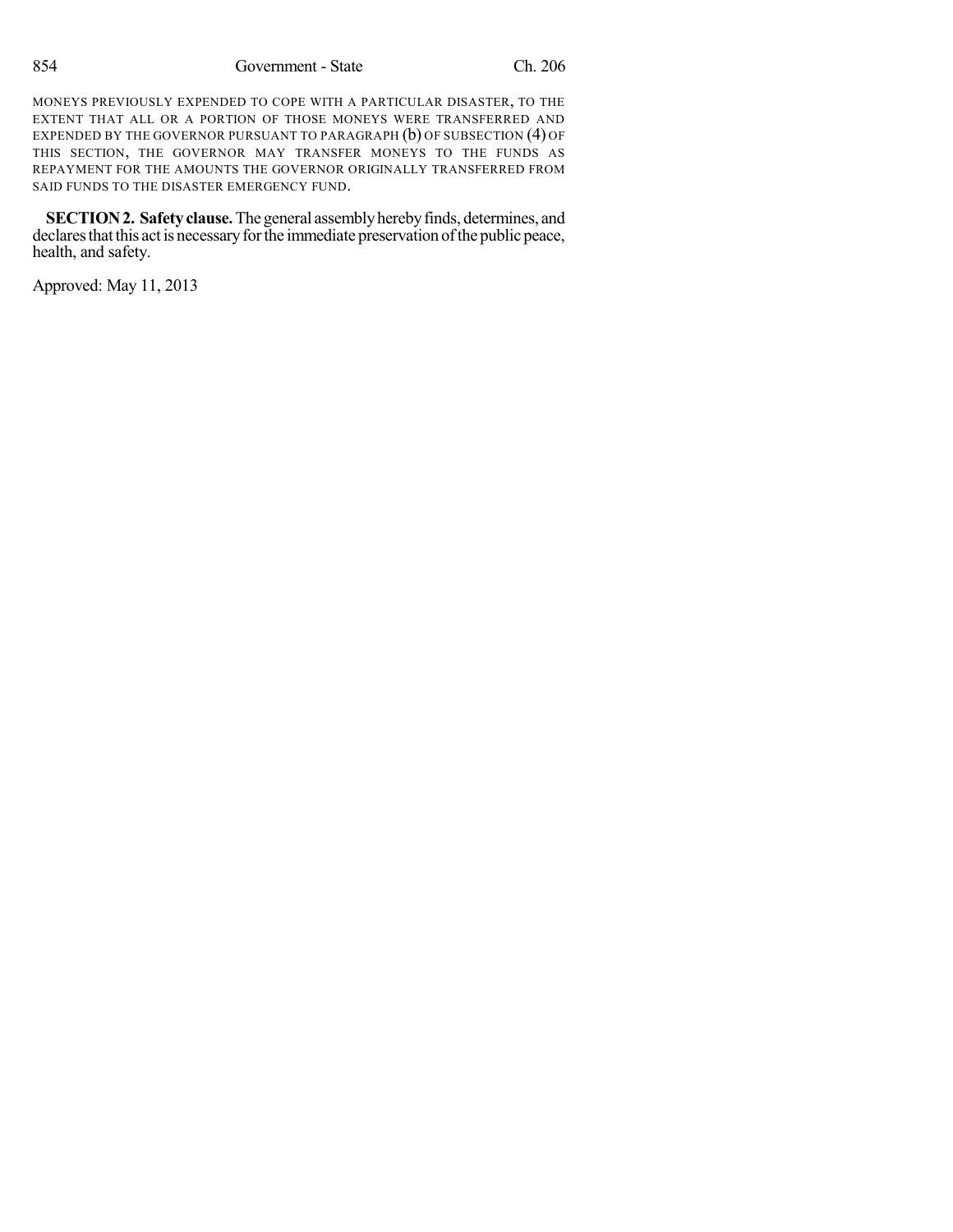MONEYS PREVIOUSLY EXPENDED TO COPE WITH A PARTICULAR DISASTER, TO THE EXTENT THAT ALL OR A PORTION OF THOSE MONEYS WERE TRANSFERRED AND EXPENDED BY THE GOVERNOR PURSUANT TO PARAGRAPH (b) OF SUBSECTION (4) OF THIS SECTION, THE GOVERNOR MAY TRANSFER MONEYS TO THE FUNDS AS REPAYMENT FOR THE AMOUNTS THE GOVERNOR ORIGINALLY TRANSFERRED FROM SAID FUNDS TO THE DISASTER EMERGENCY FUND.

**SECTION 2. Safety clause.** The general assembly hereby finds, determines, and declares that this act is necessary for the immediate preservation of the public peace, health, and safety.

Approved: May 11, 2013